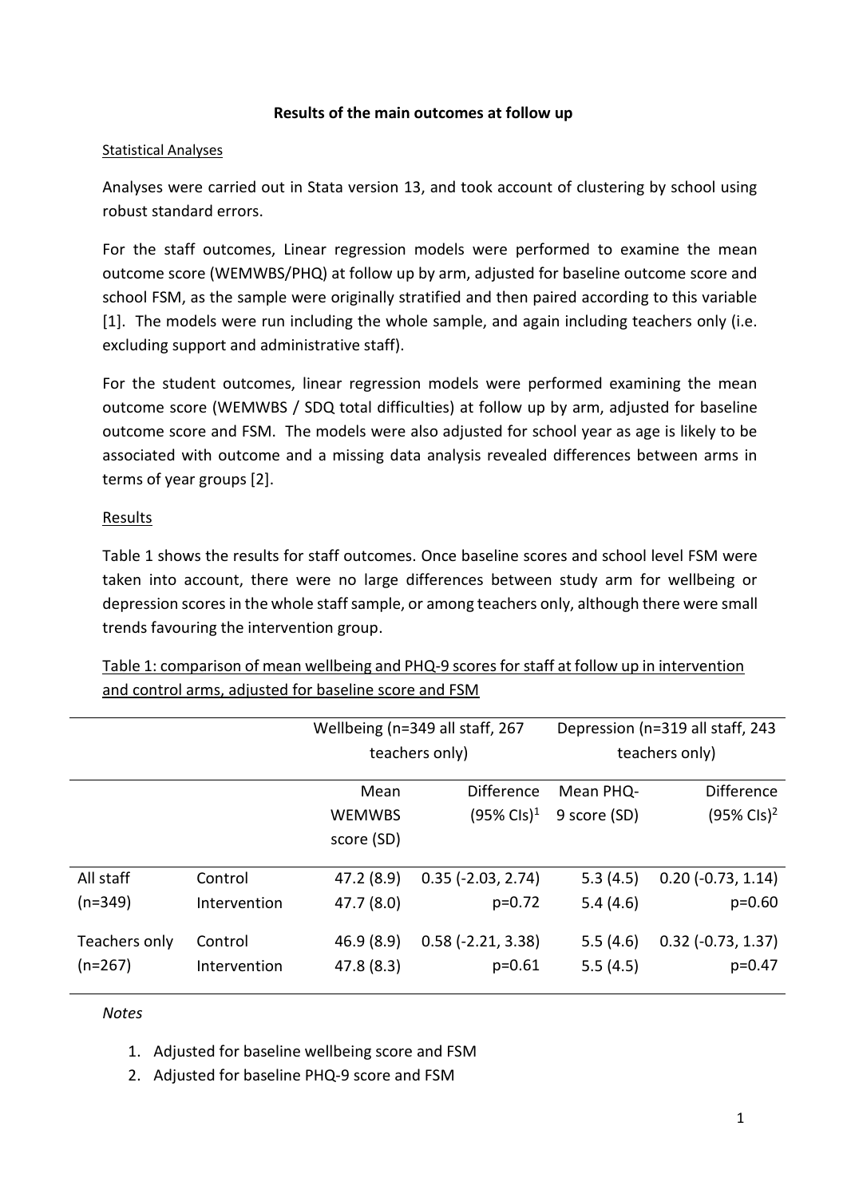# Results of the main outcomes at follow up

## Statistical Analyses

Analyses were carried out in Stata version 13, and took account of clustering by school using robust standard errors.

For the staff outcomes, Linear regression models were performed to examine the mean outcome score (WEMWBS/PHQ) at follow up by arm, adjusted for baseline outcome score and school FSM, as the sample were originally stratified and then paired according to this variable [1]. The models were run including the whole sample, and again including teachers only (i.e. excluding support and administrative staff).

For the student outcomes, linear regression models were performed examining the mean outcome score (WEMWBS / SDQ total difficulties) at follow up by arm, adjusted for baseline outcome score and FSM. The models were also adjusted for school year as age is likely to be associated with outcome and a missing data analysis revealed differences between arms in terms of year groups [2].

## Results

Table 1 shows the results for staff outcomes. Once baseline scores and school level FSM were taken into account, there were no large differences between study arm for wellbeing or depression scores in the whole staff sample, or among teachers only, although there were small trends favouring the intervention group.

Table 1: comparison of mean wellbeing and PHQ-9 scores for staff at follow up in intervention and control arms, adjusted for baseline score and FSM

| | | Wellbeing (n=349 all staff, 267 teachers only) | | Depression (n=319 all staff, 243 teachers only) | |
|---|---|---|---|---|---|
| | | Mean WEMWBS score (SD) | Difference (95% CIs)[1] | Mean PHQ-9 score (SD) | Difference (95% CIs)[2] |
| All staff (n=349) | Control | 47.2 (8.9) | 0.35 (-2.03, 2.74) | 5.3 (4.5) | 0.20 (-0.73, 1.14) |
| | Intervention | 47.7 (8.0) | p=0.72 | 5.4 (4.6) | p=0.60 |
| Teachers only (n=267) | Control | 46.9 (8.9) | 0.58 (-2.21, 3.38) | 5.5 (4.6) | 0.32 (-0.73, 1.37) |
| | Intervention | 47.8 (8.3) | p=0.61 | 5.5 (4.5) | p=0.47 |

*Notes*

1. Adjusted for baseline wellbeing score and FSM
2. Adjusted for baseline PHQ-9 score and FSM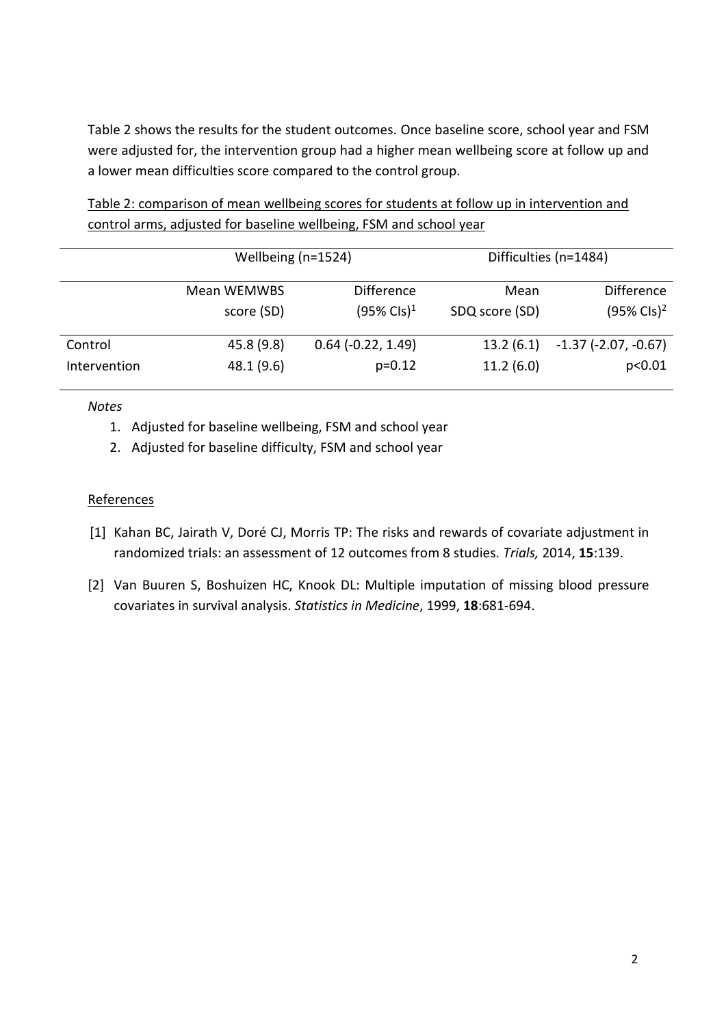Table 2 shows the results for the student outcomes. Once baseline score, school year and FSM were adjusted for, the intervention group had a higher mean wellbeing score at follow up and a lower mean difficulties score compared to the control group.

Table 2: comparison of mean wellbeing scores for students at follow up in intervention and control arms, adjusted for baseline wellbeing, FSM and school year

| | Wellbeing (n=1524) | | Difficulties (n=1484) | |
|---|---|---|---|---|
| | Mean WEMWBS score (SD) | Difference (95% CIs)[1] | Mean SDQ score (SD) | Difference (95% CIs)[2] |
| Control | 45.8 (9.8) | 0.64 (-0.22, 1.49) | 13.2 (6.1) | -1.37 (-2.07, -0.67) |
| Intervention | 48.1 (9.6) | p=0.12 | 11.2 (6.0) | p<0.01 |

*Notes*

1. Adjusted for baseline wellbeing, FSM and school year
2. Adjusted for baseline difficulty, FSM and school year

References

[1] Kahan BC, Jairath V, Doré CJ, Morris TP: The risks and rewards of covariate adjustment in randomized trials: an assessment of 12 outcomes from 8 studies. *Trials,* 2014, **15**:139.

[2] Van Buuren S, Boshuizen HC, Knook DL: Multiple imputation of missing blood pressure covariates in survival analysis. *Statistics in Medicine*, 1999, **18**:681-694.